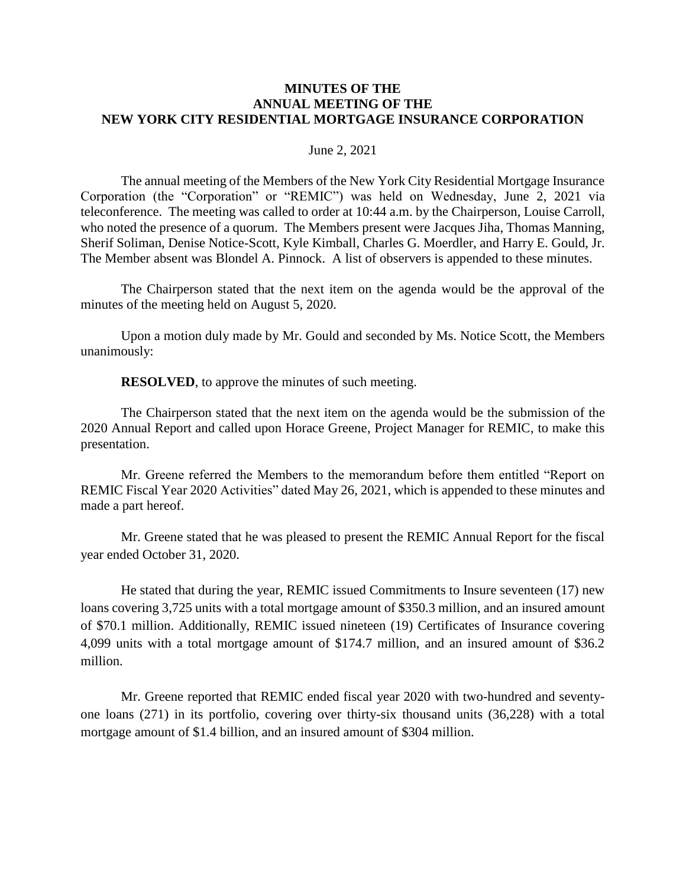# MINUTES OF THE ANNUAL MEETING OF THE NEW YORK CITY RESIDENTIAL MORTGAGE INSURANCE CORPORATION

June 2, 2021

The annual meeting of the Members of the New York City Residential Mortgage Insurance Corporation (the "Corporation" or "REMIC") was held on Wednesday, June 2, 2021 via teleconference. The meeting was called to order at 10:44 a.m. by the Chairperson, Louise Carroll, who noted the presence of a quorum. The Members present were Jacques Jiha, Thomas Manning, Sherif Soliman, Denise Notice-Scott, Kyle Kimball, Charles G. Moerdler, and Harry E. Gould, Jr. The Member absent was Blondel A. Pinnock. A list of observers is appended to these minutes.

The Chairperson stated that the next item on the agenda would be the approval of the minutes of the meeting held on August 5, 2020.

Upon a motion duly made by Mr. Gould and seconded by Ms. Notice Scott, the Members unanimously:

**RESOLVED**, to approve the minutes of such meeting.

The Chairperson stated that the next item on the agenda would be the submission of the 2020 Annual Report and called upon Horace Greene, Project Manager for REMIC, to make this presentation.

Mr. Greene referred the Members to the memorandum before them entitled "Report on REMIC Fiscal Year 2020 Activities" dated May 26, 2021, which is appended to these minutes and made a part hereof.

Mr. Greene stated that he was pleased to present the REMIC Annual Report for the fiscal year ended October 31, 2020.

He stated that during the year, REMIC issued Commitments to Insure seventeen (17) new loans covering 3,725 units with a total mortgage amount of $350.3 million, and an insured amount of $70.1 million. Additionally, REMIC issued nineteen (19) Certificates of Insurance covering 4,099 units with a total mortgage amount of $174.7 million, and an insured amount of $36.2 million.

Mr. Greene reported that REMIC ended fiscal year 2020 with two-hundred and seventy-one loans (271) in its portfolio, covering over thirty-six thousand units (36,228) with a total mortgage amount of $1.4 billion, and an insured amount of $304 million.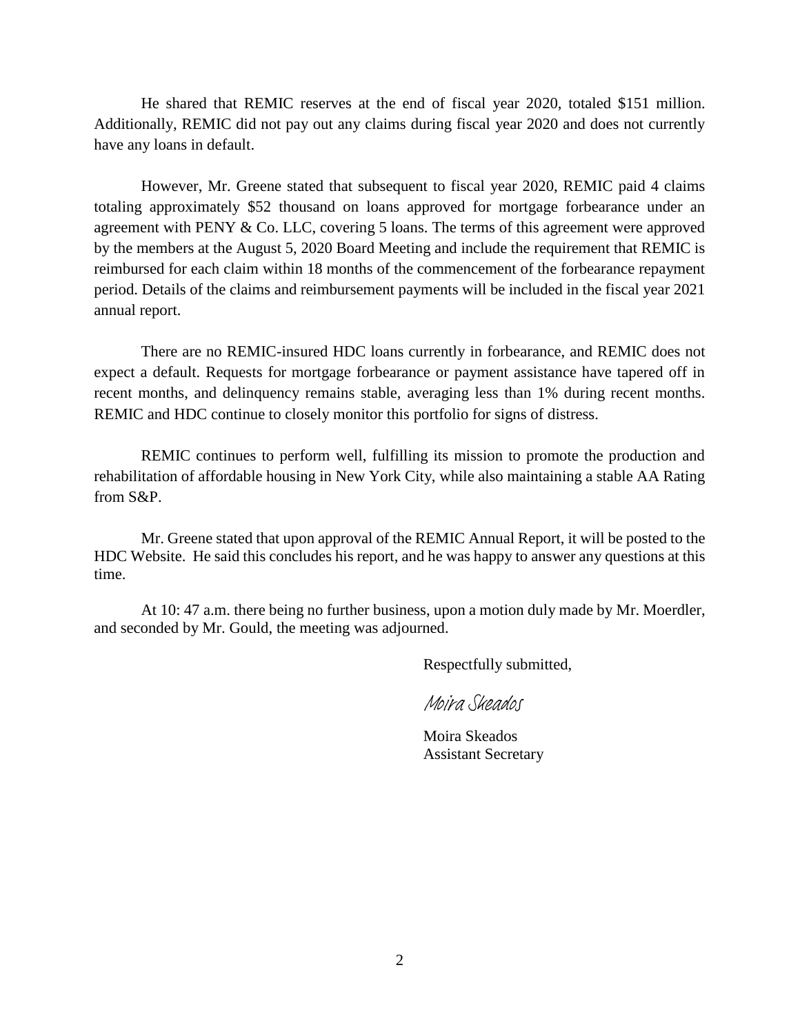He shared that REMIC reserves at the end of fiscal year 2020, totaled $151 million. Additionally, REMIC did not pay out any claims during fiscal year 2020 and does not currently have any loans in default.

However, Mr. Greene stated that subsequent to fiscal year 2020, REMIC paid 4 claims totaling approximately $52 thousand on loans approved for mortgage forbearance under an agreement with PENY & Co. LLC, covering 5 loans. The terms of this agreement were approved by the members at the August 5, 2020 Board Meeting and include the requirement that REMIC is reimbursed for each claim within 18 months of the commencement of the forbearance repayment period. Details of the claims and reimbursement payments will be included in the fiscal year 2021 annual report.

There are no REMIC-insured HDC loans currently in forbearance, and REMIC does not expect a default. Requests for mortgage forbearance or payment assistance have tapered off in recent months, and delinquency remains stable, averaging less than 1% during recent months. REMIC and HDC continue to closely monitor this portfolio for signs of distress.

REMIC continues to perform well, fulfilling its mission to promote the production and rehabilitation of affordable housing in New York City, while also maintaining a stable AA Rating from S&P.

Mr. Greene stated that upon approval of the REMIC Annual Report, it will be posted to the HDC Website. He said this concludes his report, and he was happy to answer any questions at this time.

At 10: 47 a.m. there being no further business, upon a motion duly made by Mr. Moerdler, and seconded by Mr. Gould, the meeting was adjourned.

Respectfully submitted,

*Moira Skeados*

Moira Skeados
Assistant Secretary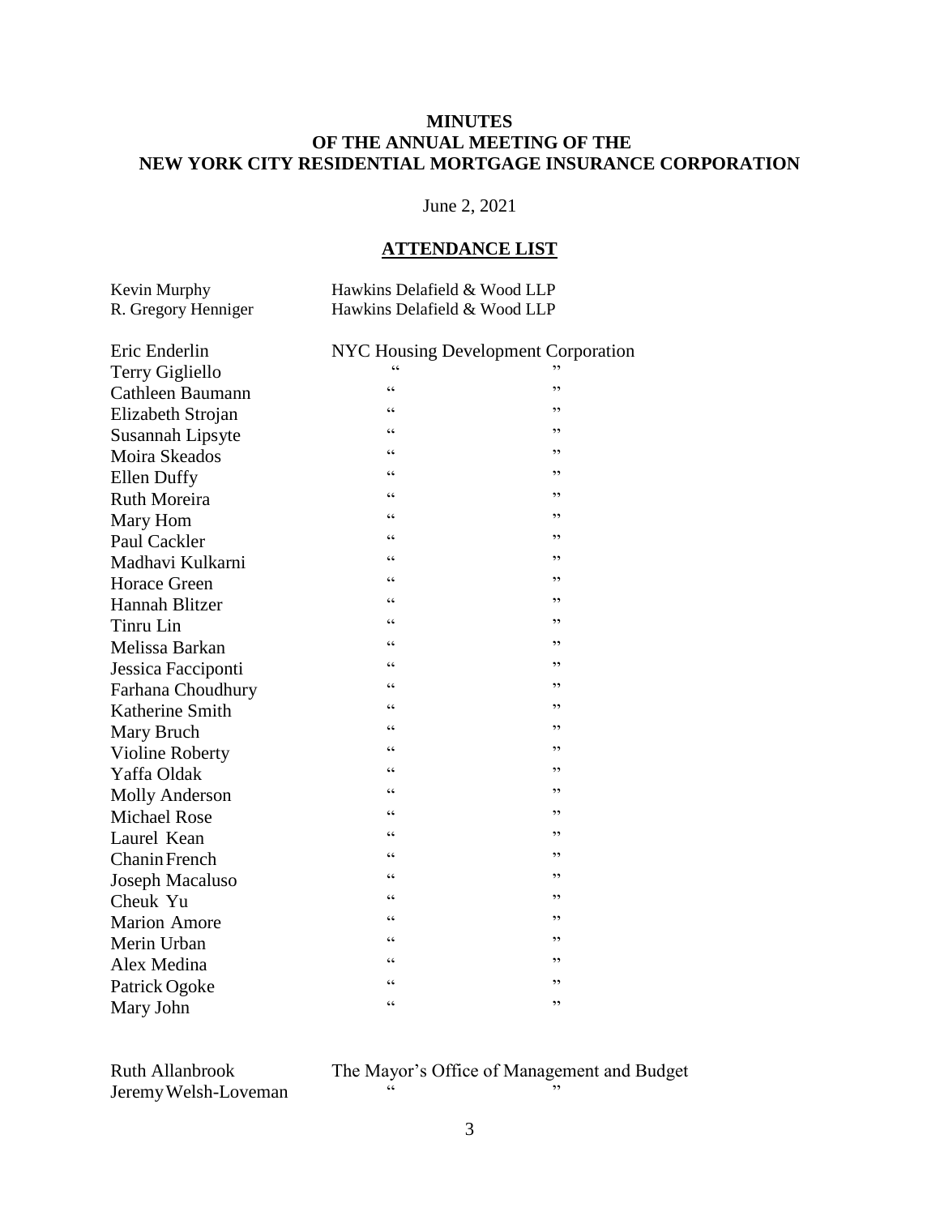**MINUTES**
**OF THE ANNUAL MEETING OF THE**
**NEW YORK CITY RESIDENTIAL MORTGAGE INSURANCE CORPORATION**

June 2, 2021

**ATTENDANCE LIST**

| | |
|---|---|
| Kevin Murphy | Hawkins Delafield & Wood LLP |
| R. Gregory Henniger | Hawkins Delafield & Wood LLP |
| | |
| Eric Enderlin | NYC Housing Development Corporation |
| Terry Gigliello | " " |
| Cathleen Baumann | " " |
| Elizabeth Strojan | " " |
| Susannah Lipsyte | " " |
| Moira Skeados | " " |
| Ellen Duffy | " " |
| Ruth Moreira | " " |
| Mary Hom | " " |
| Paul Cackler | " " |
| Madhavi Kulkarni | " " |
| Horace Green | " " |
| Hannah Blitzer | " " |
| Tinru Lin | " " |
| Melissa Barkan | " " |
| Jessica Facciponti | " " |
| Farhana Choudhury | " " |
| Katherine Smith | " " |
| Mary Bruch | " " |
| Violine Roberty | " " |
| Yaffa Oldak | " " |
| Molly Anderson | " " |
| Michael Rose | " " |
| Laurel Kean | " " |
| Chanin French | " " |
| Joseph Macaluso | " " |
| Cheuk Yu | " " |
| Marion Amore | " " |
| Merin Urban | " " |
| Alex Medina | " " |
| Patrick Ogoke | " " |
| Mary John | " " |
| | |
| Ruth Allanbrook | The Mayor's Office of Management and Budget |
| Jeremy Welsh-Loveman | " " |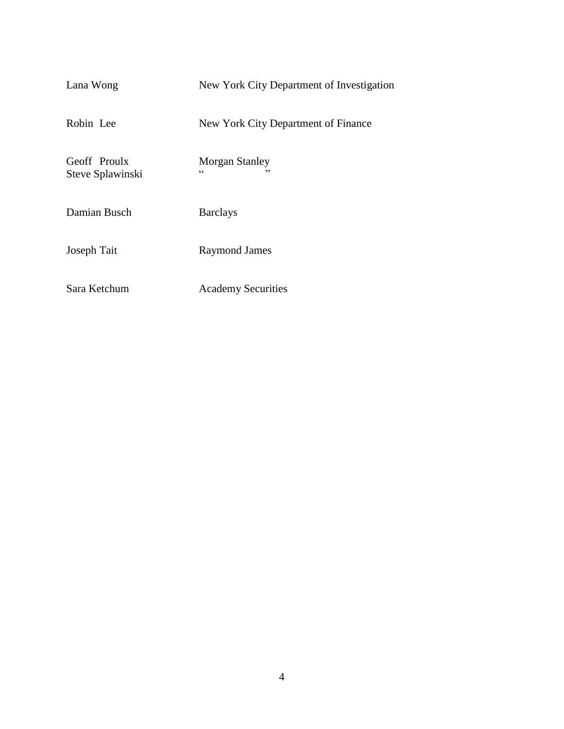| | |
|---|---|
| Lana Wong | New York City Department of Investigation |
| Robin Lee | New York City Department of Finance |
| Geoff Proulx | Morgan Stanley |
| Steve Splawinski | " " |
| Damian Busch | Barclays |
| Joseph Tait | Raymond James |
| Sara Ketchum | Academy Securities |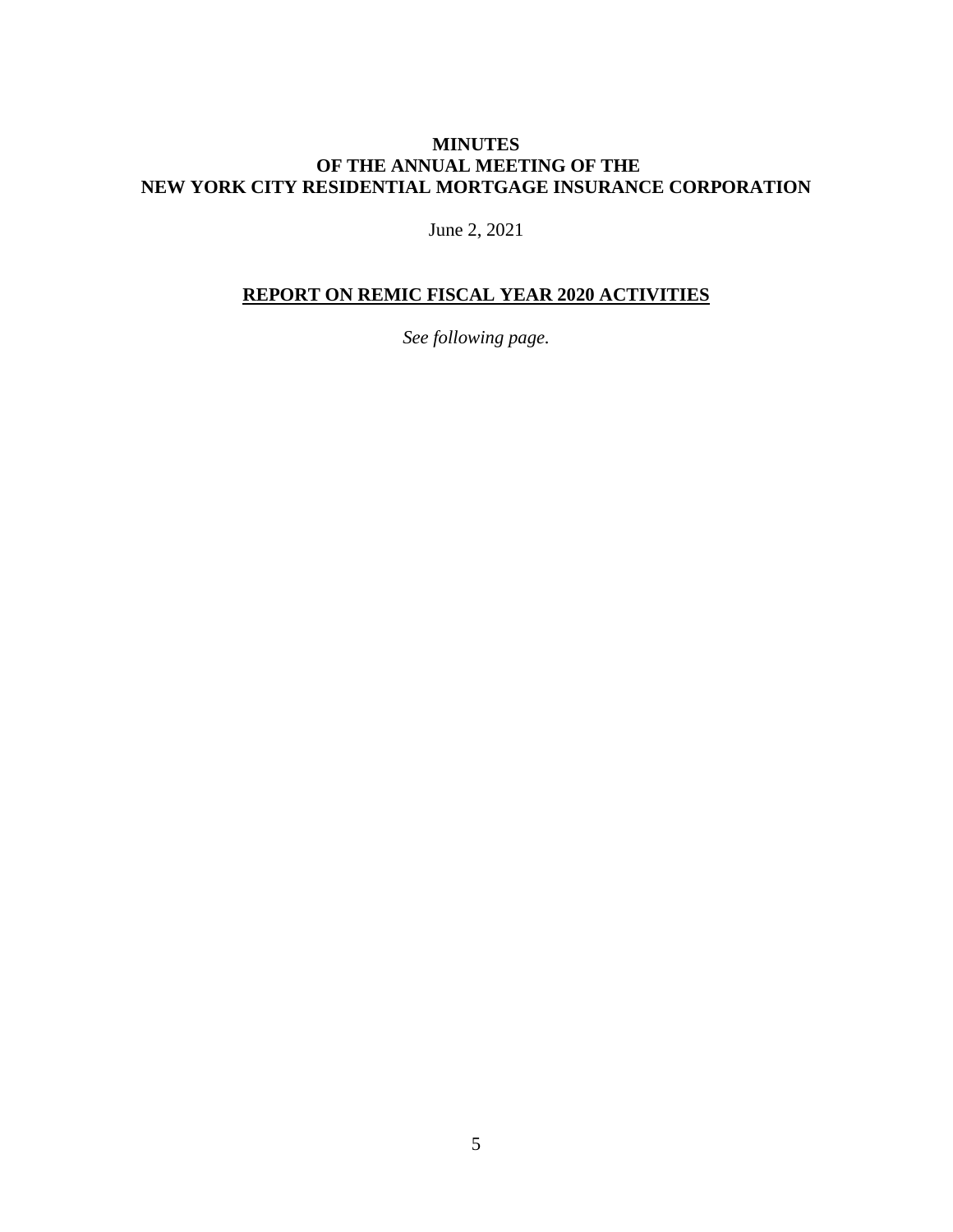**MINUTES**
**OF THE ANNUAL MEETING OF THE**
**NEW YORK CITY RESIDENTIAL MORTGAGE INSURANCE CORPORATION**

June 2, 2021

**REPORT ON REMIC FISCAL YEAR 2020 ACTIVITIES**

*See following page.*